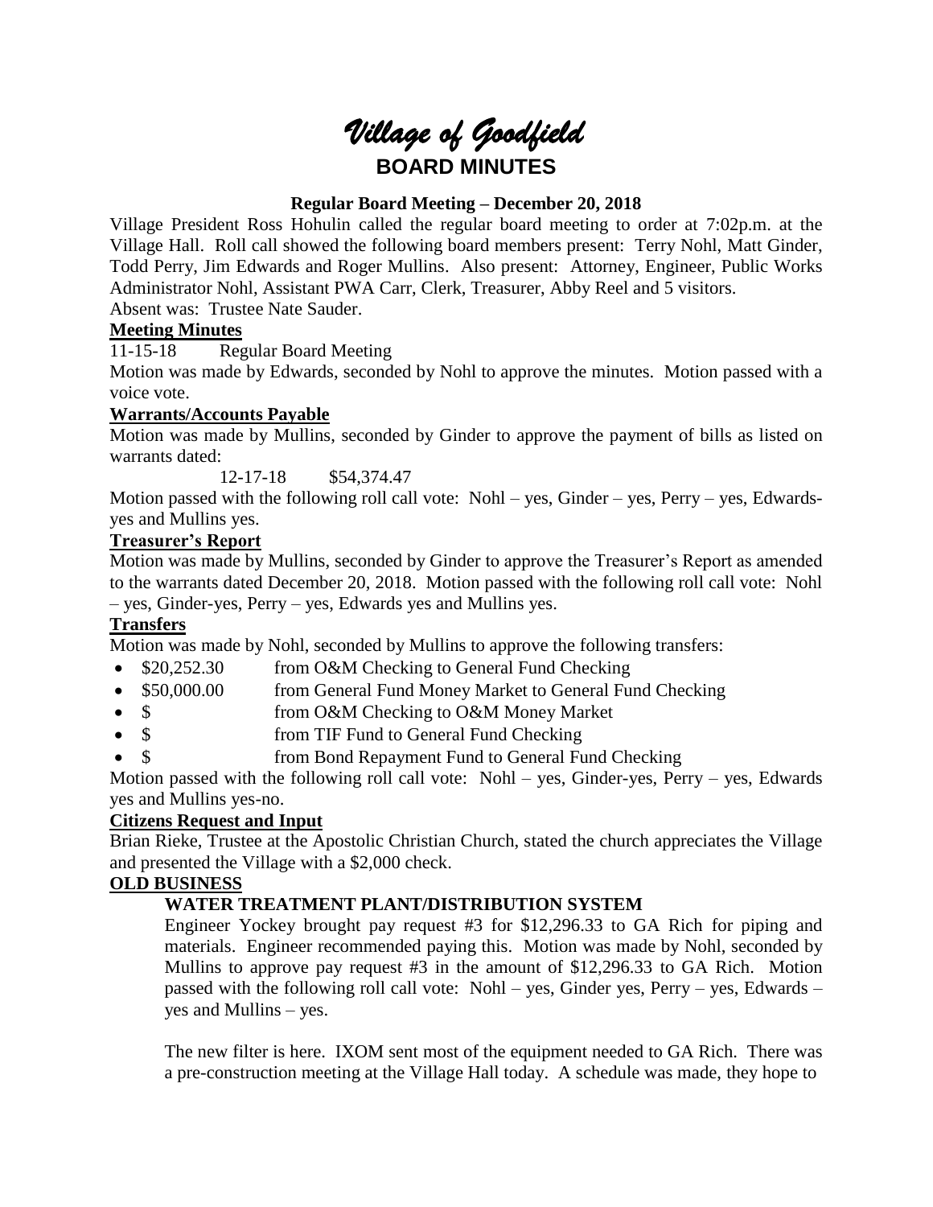# *Village of Goodfield*

# BOARD MINUTES

**Regular Board Meeting – December 20, 2018**

Village President Ross Hohulin called the regular board meeting to order at 7:02p.m. at the Village Hall. Roll call showed the following board members present: Terry Nohl, Matt Ginder, Todd Perry, Jim Edwards and Roger Mullins. Also present: Attorney, Engineer, Public Works Administrator Nohl, Assistant PWA Carr, Clerk, Treasurer, Abby Reel and 5 visitors.

Absent was: Trustee Nate Sauder.

**Meeting Minutes**

11-15-18 Regular Board Meeting

Motion was made by Edwards, seconded by Nohl to approve the minutes. Motion passed with a voice vote.

**Warrants/Accounts Payable**

Motion was made by Mullins, seconded by Ginder to approve the payment of bills as listed on warrants dated:

12-17-18 $54,374.47

Motion passed with the following roll call vote: Nohl – yes, Ginder – yes, Perry – yes, Edwards-yes and Mullins yes.

**Treasurer's Report**

Motion was made by Mullins, seconded by Ginder to approve the Treasurer's Report as amended to the warrants dated December 20, 2018. Motion passed with the following roll call vote: Nohl – yes, Ginder-yes, Perry – yes, Edwards yes and Mullins yes.

**Transfers**

Motion was made by Nohl, seconded by Mullins to approve the following transfers:

- $20,252.30 from O&M Checking to General Fund Checking
- $50,000.00 from General Fund Money Market to General Fund Checking
- $ from O&M Checking to O&M Money Market
- $ from TIF Fund to General Fund Checking
- $ from Bond Repayment Fund to General Fund Checking

Motion passed with the following roll call vote: Nohl – yes, Ginder-yes, Perry – yes, Edwards yes and Mullins yes-no.

**Citizens Request and Input**

Brian Rieke, Trustee at the Apostolic Christian Church, stated the church appreciates the Village and presented the Village with a $2,000 check.

**OLD BUSINESS**

**WATER TREATMENT PLANT/DISTRIBUTION SYSTEM**

Engineer Yockey brought pay request #3 for $12,296.33 to GA Rich for piping and materials. Engineer recommended paying this. Motion was made by Nohl, seconded by Mullins to approve pay request #3 in the amount of $12,296.33 to GA Rich. Motion passed with the following roll call vote: Nohl – yes, Ginder yes, Perry – yes, Edwards – yes and Mullins – yes.

The new filter is here. IXOM sent most of the equipment needed to GA Rich. There was a pre-construction meeting at the Village Hall today. A schedule was made, they hope to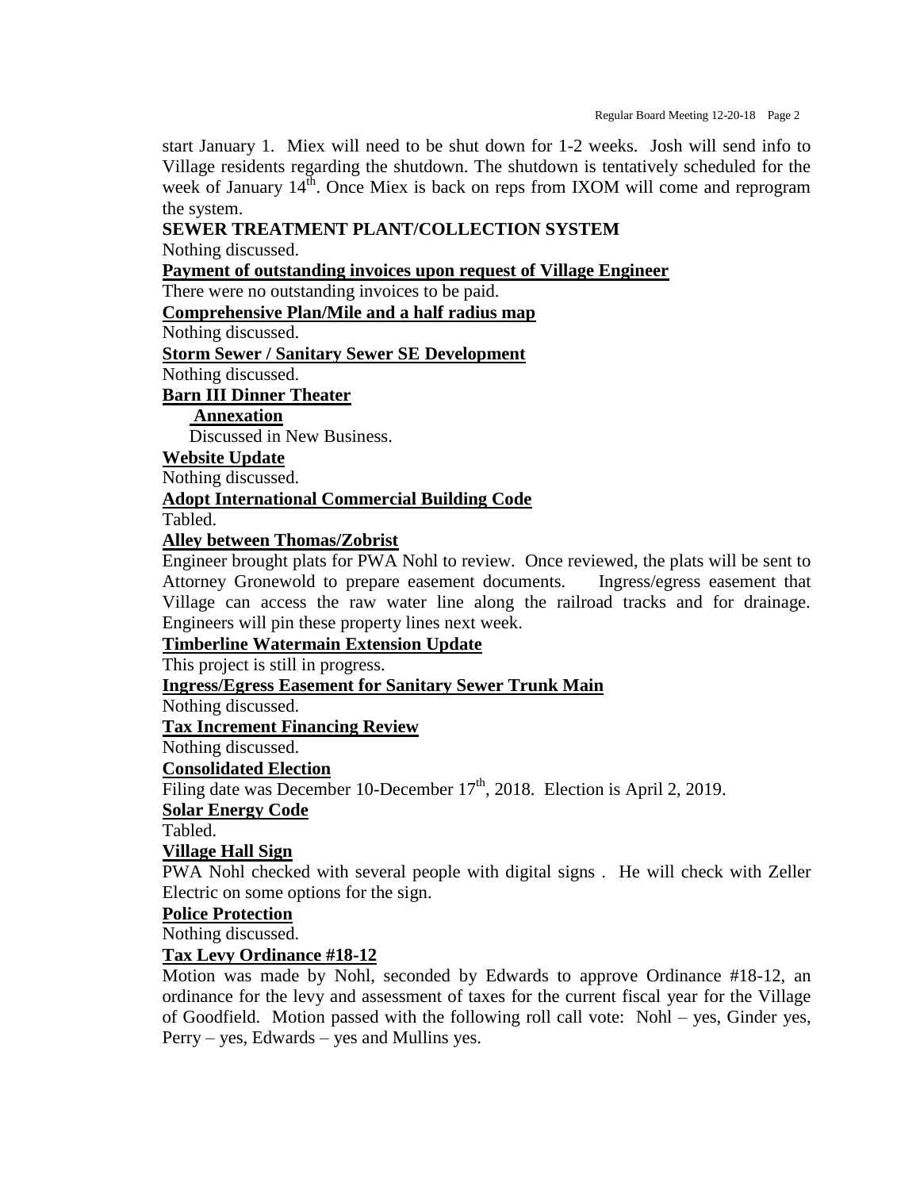start January 1. Miex will need to be shut down for 1-2 weeks. Josh will send info to Village residents regarding the shutdown. The shutdown is tentatively scheduled for the week of January 14th. Once Miex is back on reps from IXOM will come and reprogram the system.

**SEWER TREATMENT PLANT/COLLECTION SYSTEM**

Nothing discussed.

**Payment of outstanding invoices upon request of Village Engineer**

There were no outstanding invoices to be paid.

**Comprehensive Plan/Mile and a half radius map**

Nothing discussed.

**Storm Sewer / Sanitary Sewer SE Development**

Nothing discussed.

**Barn III Dinner Theater**

**Annexation**

Discussed in New Business.

**Website Update**

Nothing discussed.

**Adopt International Commercial Building Code**

Tabled.

**Alley between Thomas/Zobrist**

Engineer brought plats for PWA Nohl to review. Once reviewed, the plats will be sent to Attorney Gronewold to prepare easement documents. Ingress/egress easement that Village can access the raw water line along the railroad tracks and for drainage. Engineers will pin these property lines next week.

**Timberline Watermain Extension Update**

This project is still in progress.

**Ingress/Egress Easement for Sanitary Sewer Trunk Main**

Nothing discussed.

**Tax Increment Financing Review**

Nothing discussed.

**Consolidated Election**

Filing date was December 10-December 17th, 2018. Election is April 2, 2019.

**Solar Energy Code**

Tabled.

**Village Hall Sign**

PWA Nohl checked with several people with digital signs . He will check with Zeller Electric on some options for the sign.

**Police Protection**

Nothing discussed.

**Tax Levy Ordinance #18-12**

Motion was made by Nohl, seconded by Edwards to approve Ordinance #18-12, an ordinance for the levy and assessment of taxes for the current fiscal year for the Village of Goodfield. Motion passed with the following roll call vote: Nohl – yes, Ginder yes, Perry – yes, Edwards – yes and Mullins yes.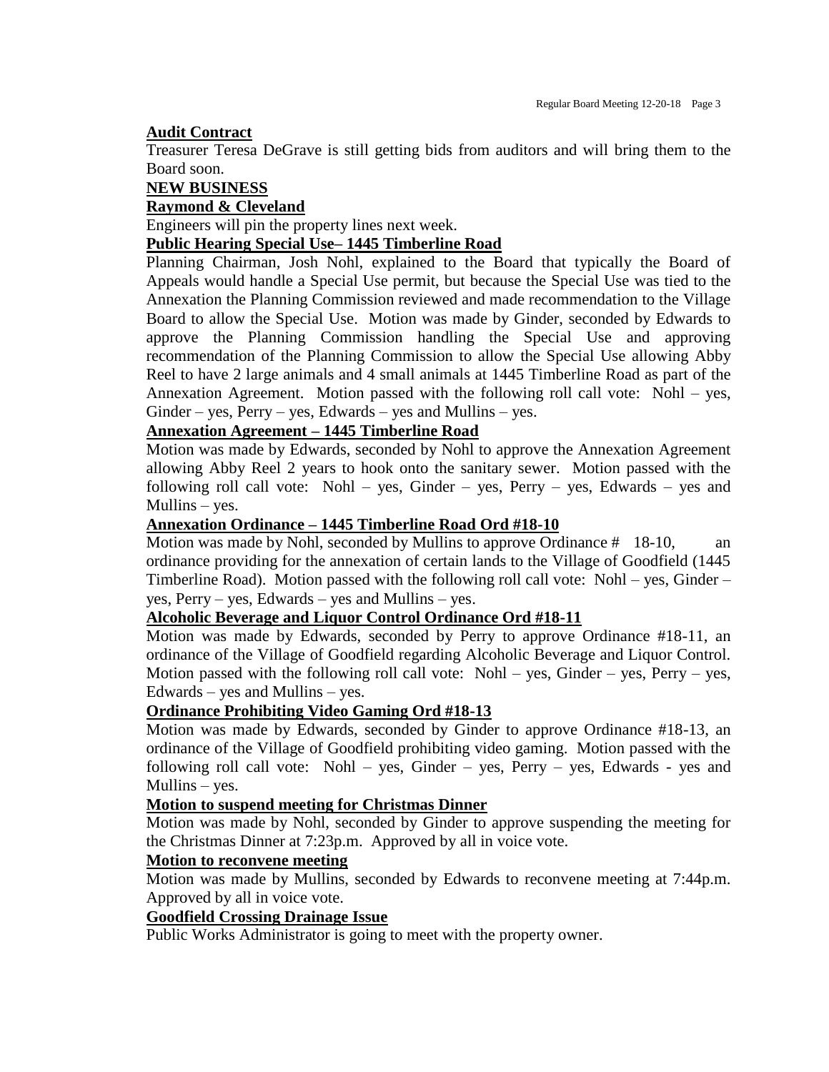**Audit Contract**

Treasurer Teresa DeGrave is still getting bids from auditors and will bring them to the Board soon.

**NEW BUSINESS**

**Raymond & Cleveland**

Engineers will pin the property lines next week.

**Public Hearing Special Use– 1445 Timberline Road**

Planning Chairman, Josh Nohl, explained to the Board that typically the Board of Appeals would handle a Special Use permit, but because the Special Use was tied to the Annexation the Planning Commission reviewed and made recommendation to the Village Board to allow the Special Use. Motion was made by Ginder, seconded by Edwards to approve the Planning Commission handling the Special Use and approving recommendation of the Planning Commission to allow the Special Use allowing Abby Reel to have 2 large animals and 4 small animals at 1445 Timberline Road as part of the Annexation Agreement. Motion passed with the following roll call vote: Nohl – yes, Ginder – yes, Perry – yes, Edwards – yes and Mullins – yes.

**Annexation Agreement – 1445 Timberline Road**

Motion was made by Edwards, seconded by Nohl to approve the Annexation Agreement allowing Abby Reel 2 years to hook onto the sanitary sewer. Motion passed with the following roll call vote: Nohl – yes, Ginder – yes, Perry – yes, Edwards – yes and Mullins – yes.

**Annexation Ordinance – 1445 Timberline Road Ord #18-10**

Motion was made by Nohl, seconded by Mullins to approve Ordinance # 18-10, an ordinance providing for the annexation of certain lands to the Village of Goodfield (1445 Timberline Road). Motion passed with the following roll call vote: Nohl – yes, Ginder – yes, Perry – yes, Edwards – yes and Mullins – yes.

**Alcoholic Beverage and Liquor Control Ordinance Ord #18-11**

Motion was made by Edwards, seconded by Perry to approve Ordinance #18-11, an ordinance of the Village of Goodfield regarding Alcoholic Beverage and Liquor Control. Motion passed with the following roll call vote: Nohl – yes, Ginder – yes, Perry – yes, Edwards – yes and Mullins – yes.

**Ordinance Prohibiting Video Gaming Ord #18-13**

Motion was made by Edwards, seconded by Ginder to approve Ordinance #18-13, an ordinance of the Village of Goodfield prohibiting video gaming. Motion passed with the following roll call vote: Nohl – yes, Ginder – yes, Perry – yes, Edwards - yes and Mullins – yes.

**Motion to suspend meeting for Christmas Dinner**

Motion was made by Nohl, seconded by Ginder to approve suspending the meeting for the Christmas Dinner at 7:23p.m. Approved by all in voice vote.

**Motion to reconvene meeting**

Motion was made by Mullins, seconded by Edwards to reconvene meeting at 7:44p.m. Approved by all in voice vote.

**Goodfield Crossing Drainage Issue**

Public Works Administrator is going to meet with the property owner.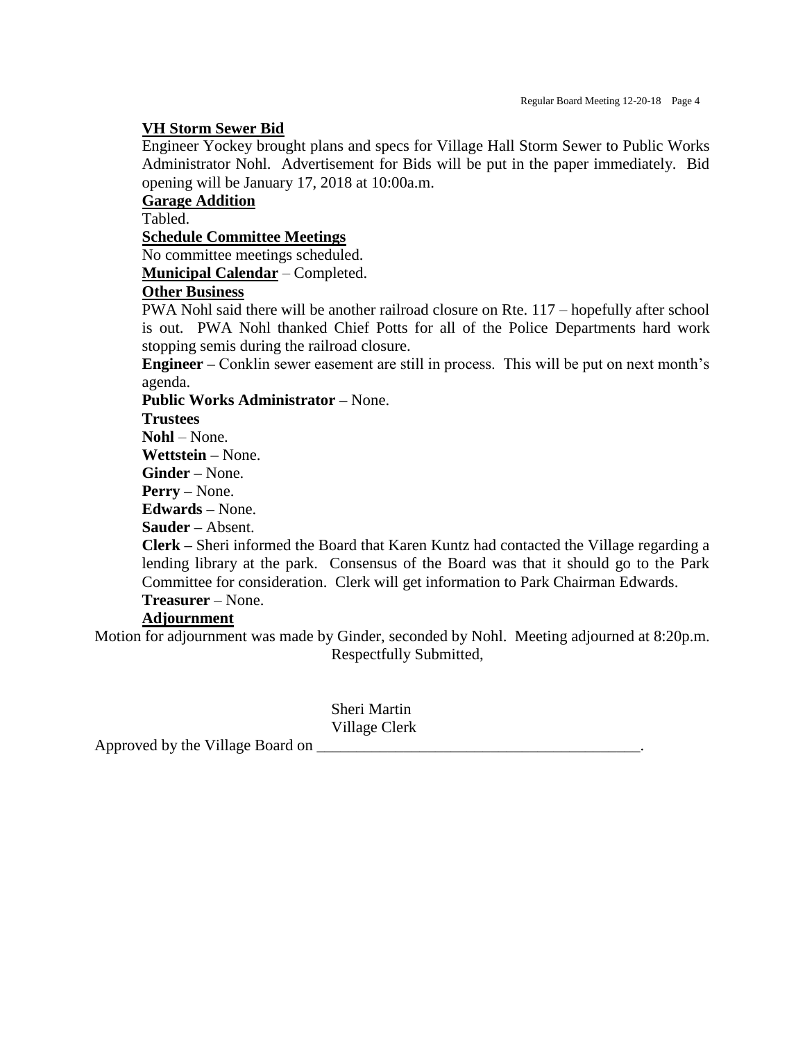**VH Storm Sewer Bid**

Engineer Yockey brought plans and specs for Village Hall Storm Sewer to Public Works Administrator Nohl. Advertisement for Bids will be put in the paper immediately. Bid opening will be January 17, 2018 at 10:00a.m.

**Garage Addition**

Tabled.

**Schedule Committee Meetings**

No committee meetings scheduled.

**Municipal Calendar** – Completed.

**Other Business**

PWA Nohl said there will be another railroad closure on Rte. 117 – hopefully after school is out. PWA Nohl thanked Chief Potts for all of the Police Departments hard work stopping semis during the railroad closure.

**Engineer –** Conklin sewer easement are still in process. This will be put on next month's agenda.

**Public Works Administrator –** None.

**Trustees**

**Nohl** – None.

**Wettstein –** None.

**Ginder –** None.

**Perry –** None.

**Edwards –** None.

**Sauder –** Absent.

**Clerk –** Sheri informed the Board that Karen Kuntz had contacted the Village regarding a lending library at the park. Consensus of the Board was that it should go to the Park Committee for consideration. Clerk will get information to Park Chairman Edwards.

**Treasurer** – None.

**Adjournment**

Motion for adjournment was made by Ginder, seconded by Nohl. Meeting adjourned at 8:20p.m.

Respectfully Submitted,

Sheri Martin
Village Clerk

Approved by the Village Board on \_\_\_\_\_\_\_\_\_\_\_\_\_\_\_\_\_\_\_\_\_\_\_\_\_\_\_\_\_\_\_\_\_\_\_\_\_\_\_\_\_\_.